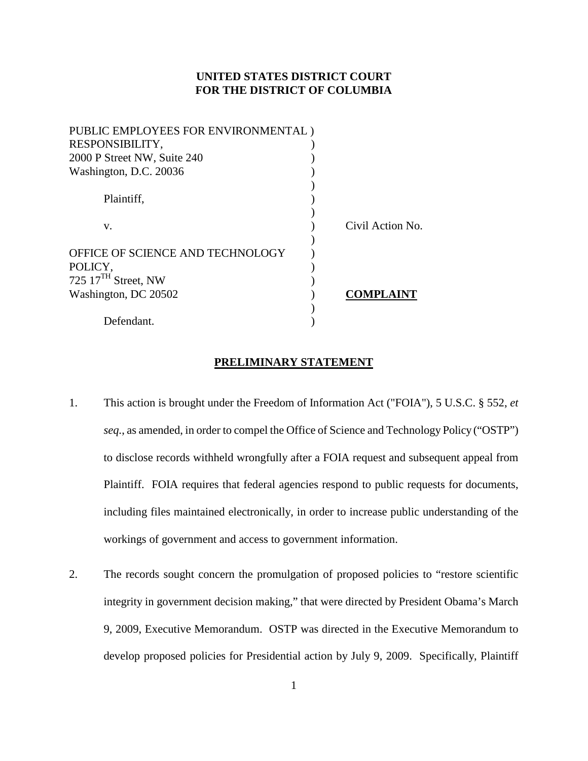**UNITED STATES DISTRICT COURT**
**FOR THE DISTRICT OF COLUMBIA**

| | | |
|---|---|---|
| PUBLIC EMPLOYEES FOR ENVIRONMENTAL RESPONSIBILITY,<br>2000 P Street NW, Suite 240<br>Washington, D.C. 20036<br><br>Plaintiff,<br><br>v.<br><br>OFFICE OF SCIENCE AND TECHNOLOGY POLICY,<br>725 17TH Street, NW<br>Washington, DC 20502<br><br>Defendant. | ) | Civil Action No.<br><br>**COMPLAINT** |

## PRELIMINARY STATEMENT

1. This action is brought under the Freedom of Information Act ("FOIA"), 5 U.S.C. § 552, *et seq.*, as amended, in order to compel the Office of Science and Technology Policy ("OSTP") to disclose records withheld wrongfully after a FOIA request and subsequent appeal from Plaintiff. FOIA requires that federal agencies respond to public requests for documents, including files maintained electronically, in order to increase public understanding of the workings of government and access to government information.

2. The records sought concern the promulgation of proposed policies to "restore scientific integrity in government decision making," that were directed by President Obama's March 9, 2009, Executive Memorandum. OSTP was directed in the Executive Memorandum to develop proposed policies for Presidential action by July 9, 2009. Specifically, Plaintiff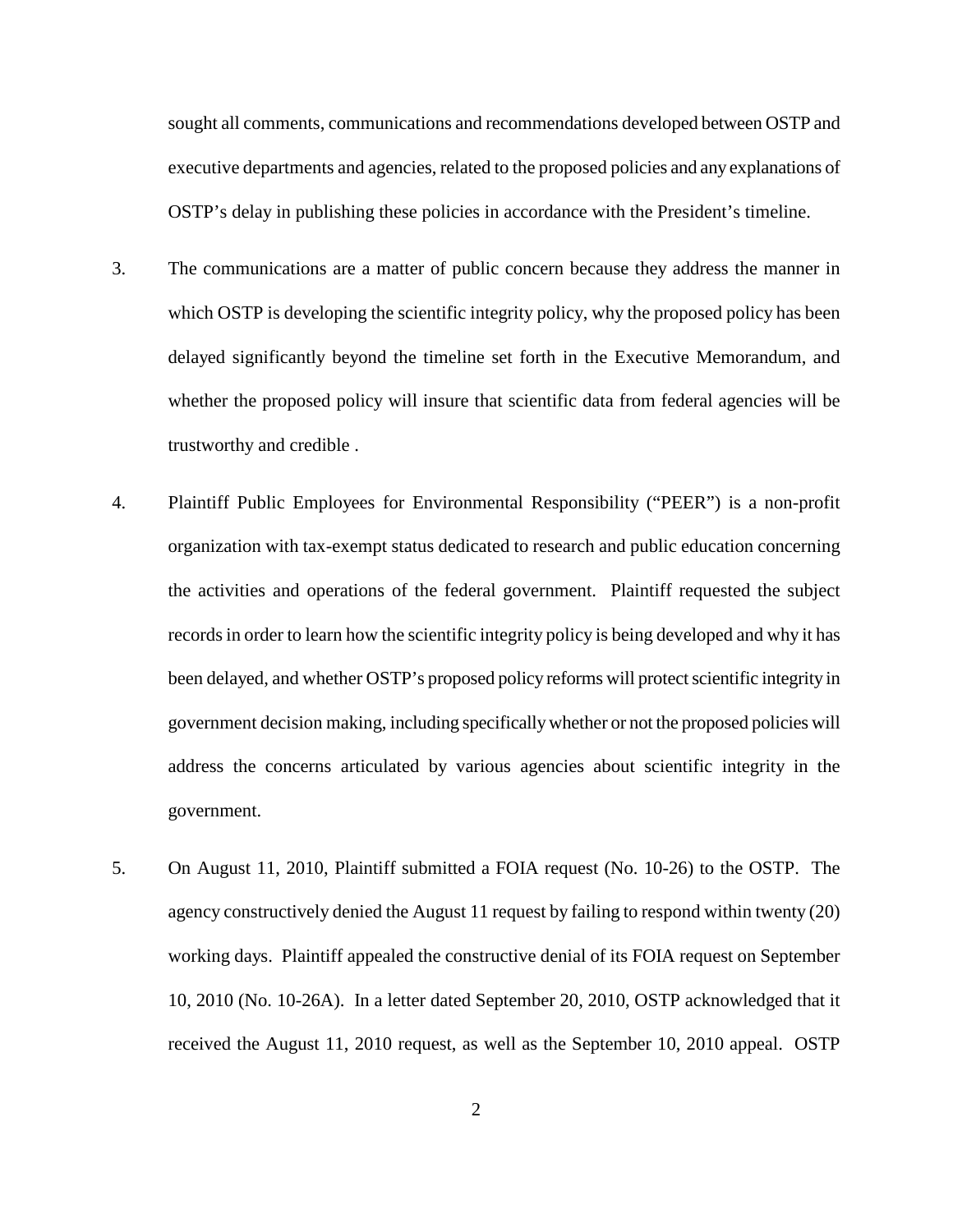sought all comments, communications and recommendations developed between OSTP and executive departments and agencies, related to the proposed policies and any explanations of OSTP's delay in publishing these policies in accordance with the President's timeline.

3. The communications are a matter of public concern because they address the manner in which OSTP is developing the scientific integrity policy, why the proposed policy has been delayed significantly beyond the timeline set forth in the Executive Memorandum, and whether the proposed policy will insure that scientific data from federal agencies will be trustworthy and credible .

4. Plaintiff Public Employees for Environmental Responsibility ("PEER") is a non-profit organization with tax-exempt status dedicated to research and public education concerning the activities and operations of the federal government. Plaintiff requested the subject records in order to learn how the scientific integrity policy is being developed and why it has been delayed, and whether OSTP's proposed policy reforms will protect scientific integrity in government decision making, including specifically whether or not the proposed policies will address the concerns articulated by various agencies about scientific integrity in the government.

5. On August 11, 2010, Plaintiff submitted a FOIA request (No. 10-26) to the OSTP. The agency constructively denied the August 11 request by failing to respond within twenty (20) working days. Plaintiff appealed the constructive denial of its FOIA request on September 10, 2010 (No. 10-26A). In a letter dated September 20, 2010, OSTP acknowledged that it received the August 11, 2010 request, as well as the September 10, 2010 appeal. OSTP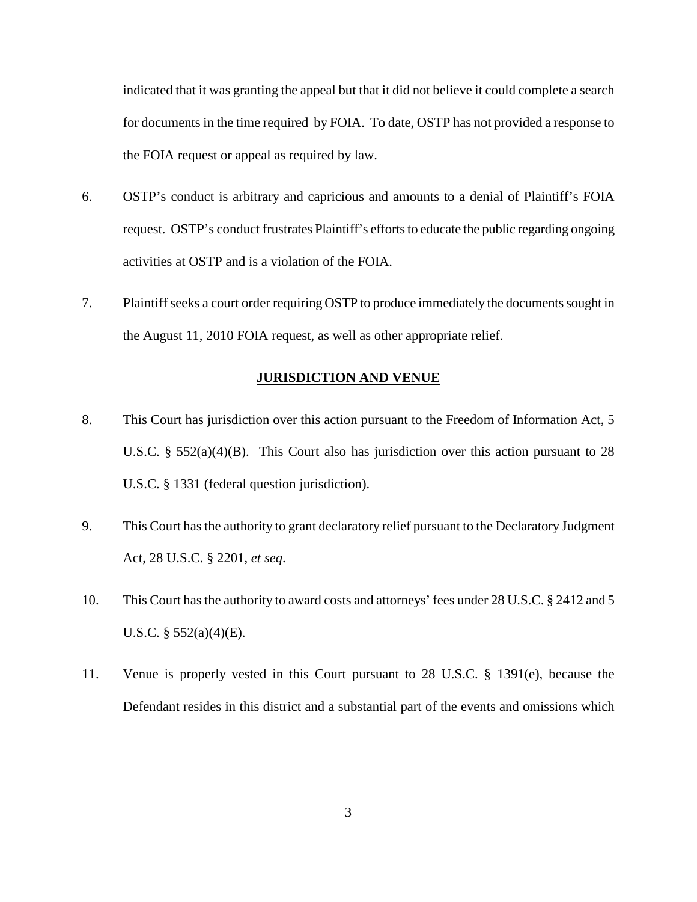indicated that it was granting the appeal but that it did not believe it could complete a search for documents in the time required by FOIA. To date, OSTP has not provided a response to the FOIA request or appeal as required by law.

6. OSTP's conduct is arbitrary and capricious and amounts to a denial of Plaintiff's FOIA request. OSTP's conduct frustrates Plaintiff's efforts to educate the public regarding ongoing activities at OSTP and is a violation of the FOIA.

7. Plaintiff seeks a court order requiring OSTP to produce immediately the documents sought in the August 11, 2010 FOIA request, as well as other appropriate relief.

## JURISDICTION AND VENUE

8. This Court has jurisdiction over this action pursuant to the Freedom of Information Act, 5 U.S.C. § 552(a)(4)(B). This Court also has jurisdiction over this action pursuant to 28 U.S.C. § 1331 (federal question jurisdiction).

9. This Court has the authority to grant declaratory relief pursuant to the Declaratory Judgment Act, 28 U.S.C. § 2201, *et seq*.

10. This Court has the authority to award costs and attorneys' fees under 28 U.S.C. § 2412 and 5 U.S.C. § 552(a)(4)(E).

11. Venue is properly vested in this Court pursuant to 28 U.S.C. § 1391(e), because the Defendant resides in this district and a substantial part of the events and omissions which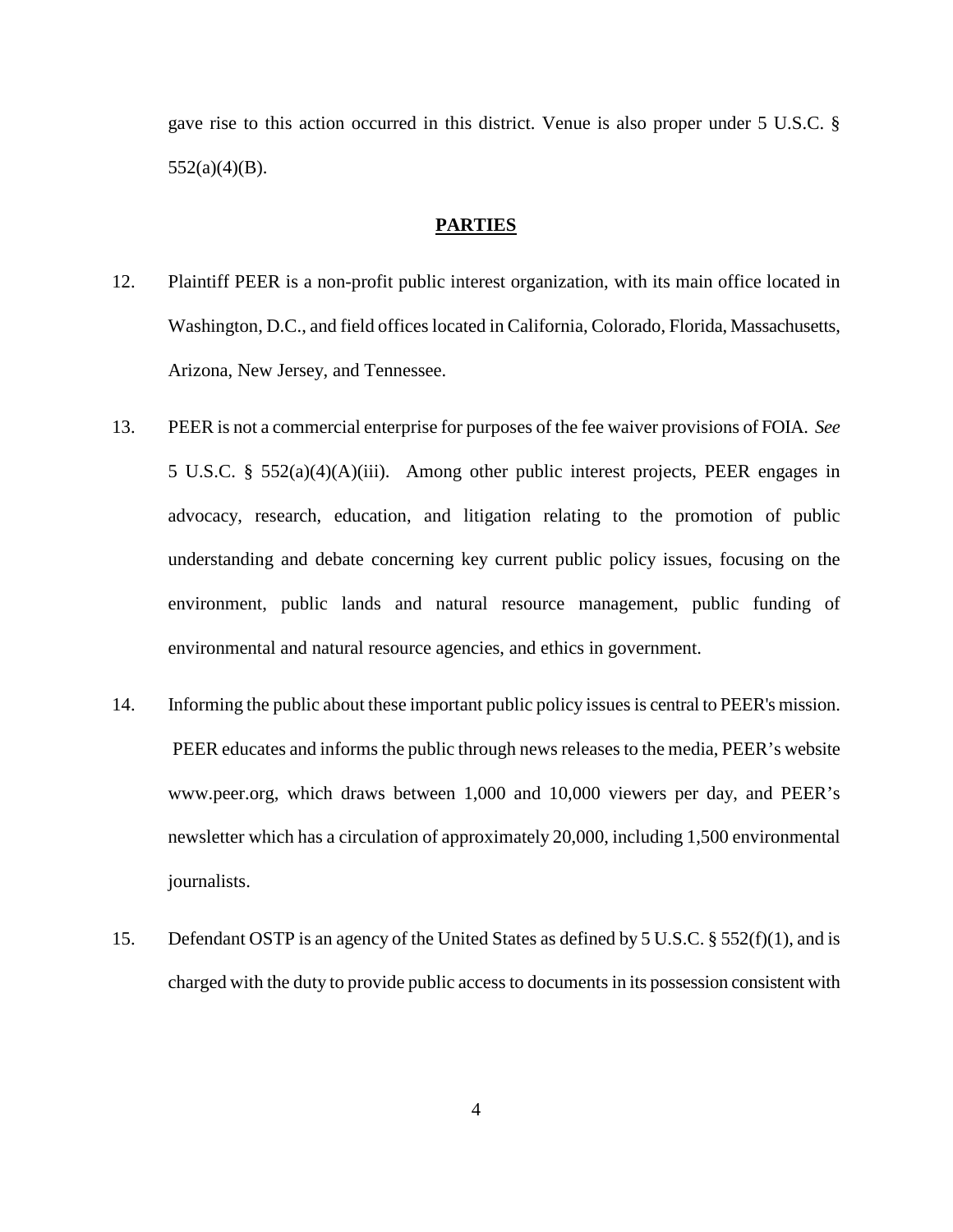gave rise to this action occurred in this district. Venue is also proper under 5 U.S.C. § 552(a)(4)(B).

## **PARTIES**

12. Plaintiff PEER is a non-profit public interest organization, with its main office located in Washington, D.C., and field offices located in California, Colorado, Florida, Massachusetts, Arizona, New Jersey, and Tennessee.

13. PEER is not a commercial enterprise for purposes of the fee waiver provisions of FOIA. *See* 5 U.S.C. § 552(a)(4)(A)(iii). Among other public interest projects, PEER engages in advocacy, research, education, and litigation relating to the promotion of public understanding and debate concerning key current public policy issues, focusing on the environment, public lands and natural resource management, public funding of environmental and natural resource agencies, and ethics in government.

14. Informing the public about these important public policy issues is central to PEER's mission. PEER educates and informs the public through news releases to the media, PEER's website www.peer.org, which draws between 1,000 and 10,000 viewers per day, and PEER's newsletter which has a circulation of approximately 20,000, including 1,500 environmental journalists.

15. Defendant OSTP is an agency of the United States as defined by 5 U.S.C. § 552(f)(1), and is charged with the duty to provide public access to documents in its possession consistent with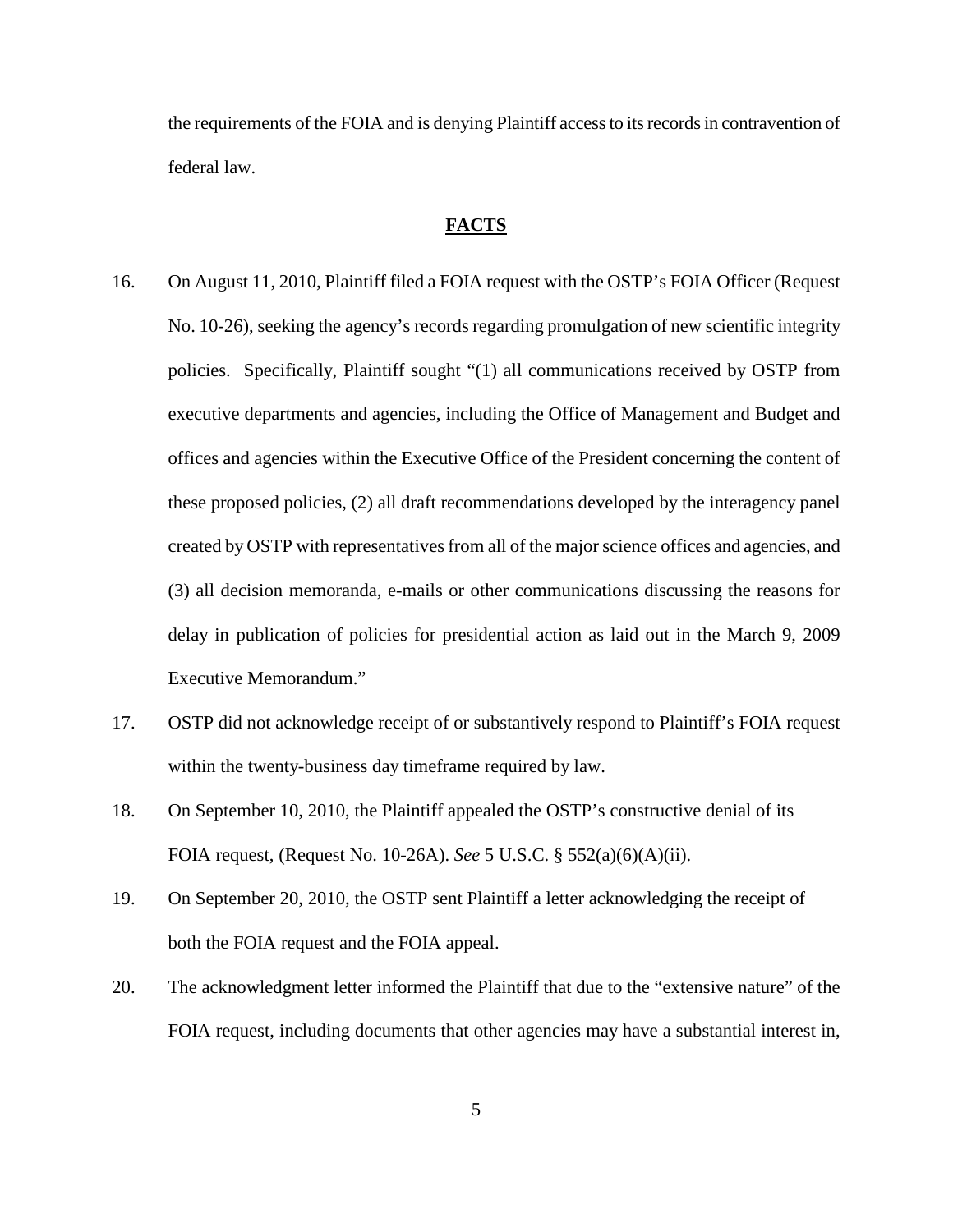the requirements of the FOIA and is denying Plaintiff access to its records in contravention of federal law.

## **FACTS**

16. On August 11, 2010, Plaintiff filed a FOIA request with the OSTP's FOIA Officer (Request No. 10-26), seeking the agency's records regarding promulgation of new scientific integrity policies. Specifically, Plaintiff sought "(1) all communications received by OSTP from executive departments and agencies, including the Office of Management and Budget and offices and agencies within the Executive Office of the President concerning the content of these proposed policies, (2) all draft recommendations developed by the interagency panel created by OSTP with representatives from all of the major science offices and agencies, and (3) all decision memoranda, e-mails or other communications discussing the reasons for delay in publication of policies for presidential action as laid out in the March 9, 2009 Executive Memorandum."

17. OSTP did not acknowledge receipt of or substantively respond to Plaintiff's FOIA request within the twenty-business day timeframe required by law.

18. On September 10, 2010, the Plaintiff appealed the OSTP's constructive denial of its FOIA request, (Request No. 10-26A). *See* 5 U.S.C. § 552(a)(6)(A)(ii).

19. On September 20, 2010, the OSTP sent Plaintiff a letter acknowledging the receipt of both the FOIA request and the FOIA appeal.

20. The acknowledgment letter informed the Plaintiff that due to the "extensive nature" of the FOIA request, including documents that other agencies may have a substantial interest in,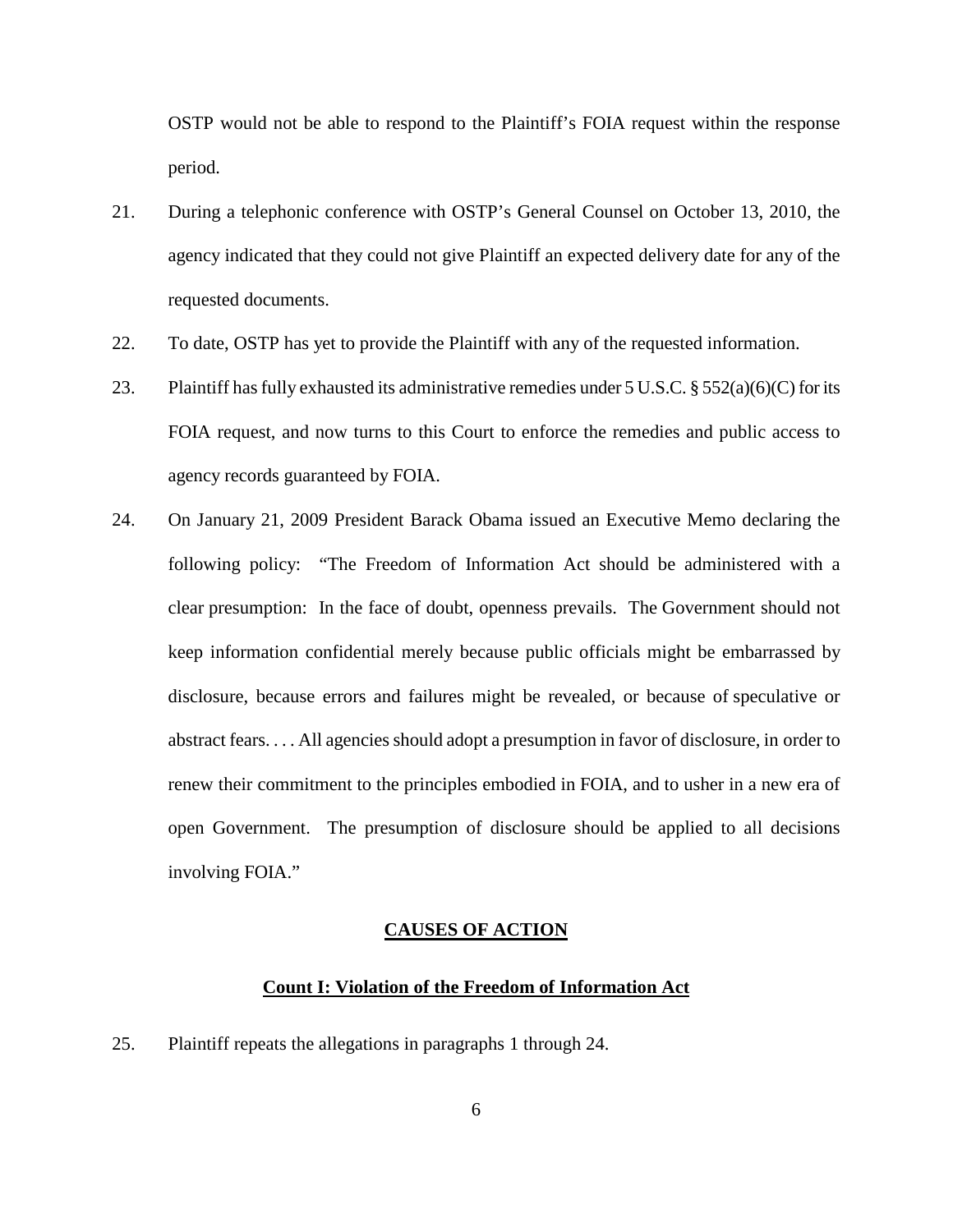OSTP would not be able to respond to the Plaintiff's FOIA request within the response period.

21. During a telephonic conference with OSTP's General Counsel on October 13, 2010, the agency indicated that they could not give Plaintiff an expected delivery date for any of the requested documents.

22. To date, OSTP has yet to provide the Plaintiff with any of the requested information.

23. Plaintiff has fully exhausted its administrative remedies under 5 U.S.C. § 552(a)(6)(C) for its FOIA request, and now turns to this Court to enforce the remedies and public access to agency records guaranteed by FOIA.

24. On January 21, 2009 President Barack Obama issued an Executive Memo declaring the following policy: "The Freedom of Information Act should be administered with a clear presumption: In the face of doubt, openness prevails. The Government should not keep information confidential merely because public officials might be embarrassed by disclosure, because errors and failures might be revealed, or because of speculative or abstract fears. . . . All agencies should adopt a presumption in favor of disclosure, in order to renew their commitment to the principles embodied in FOIA, and to usher in a new era of open Government. The presumption of disclosure should be applied to all decisions involving FOIA."

## CAUSES OF ACTION

### Count I: Violation of the Freedom of Information Act

25. Plaintiff repeats the allegations in paragraphs 1 through 24.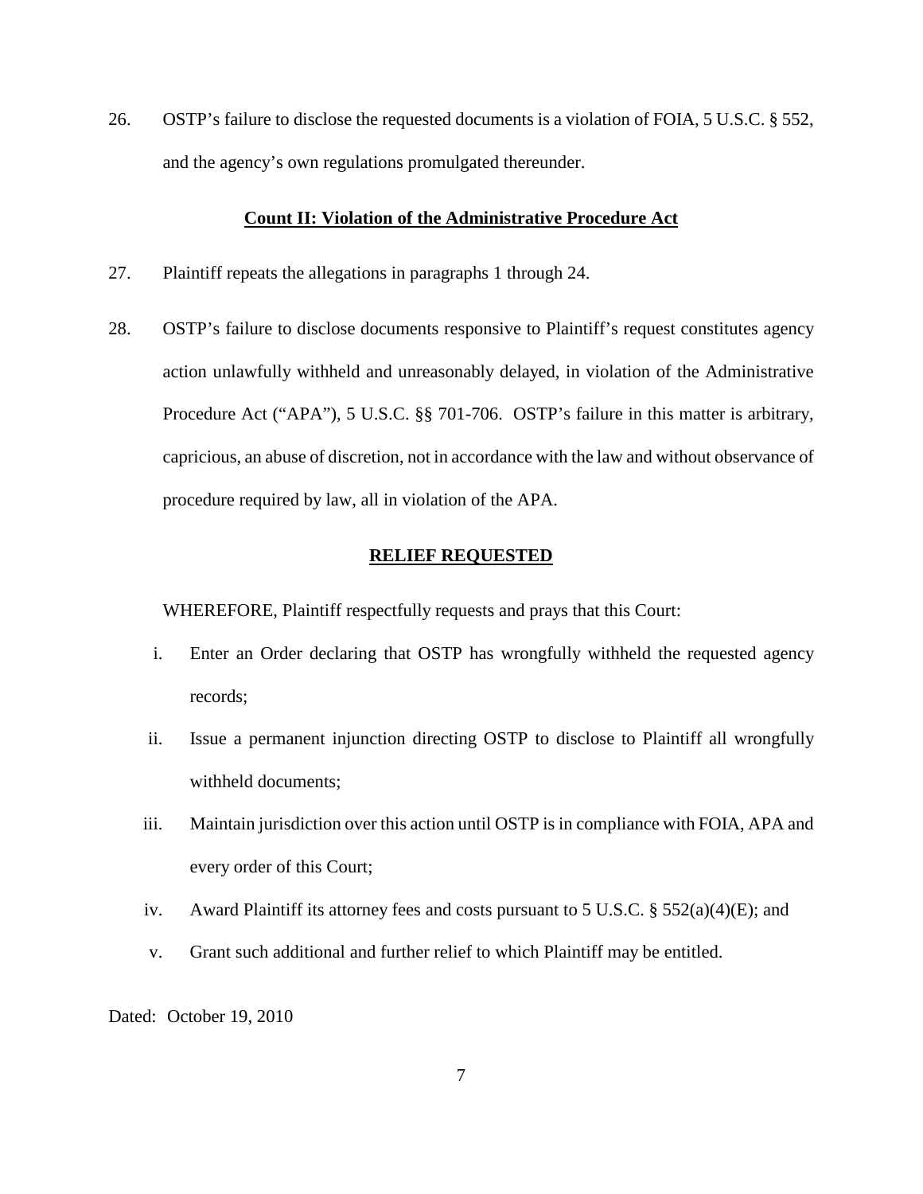26. OSTP's failure to disclose the requested documents is a violation of FOIA, 5 U.S.C. § 552, and the agency's own regulations promulgated thereunder.

**Count II: Violation of the Administrative Procedure Act**

27. Plaintiff repeats the allegations in paragraphs 1 through 24.

28. OSTP's failure to disclose documents responsive to Plaintiff's request constitutes agency action unlawfully withheld and unreasonably delayed, in violation of the Administrative Procedure Act ("APA"), 5 U.S.C. §§ 701-706. OSTP's failure in this matter is arbitrary, capricious, an abuse of discretion, not in accordance with the law and without observance of procedure required by law, all in violation of the APA.

**RELIEF REQUESTED**

WHEREFORE, Plaintiff respectfully requests and prays that this Court:

i. Enter an Order declaring that OSTP has wrongfully withheld the requested agency records;

ii. Issue a permanent injunction directing OSTP to disclose to Plaintiff all wrongfully withheld documents;

iii. Maintain jurisdiction over this action until OSTP is in compliance with FOIA, APA and every order of this Court;

iv. Award Plaintiff its attorney fees and costs pursuant to 5 U.S.C. § 552(a)(4)(E); and

v. Grant such additional and further relief to which Plaintiff may be entitled.

Dated: October 19, 2010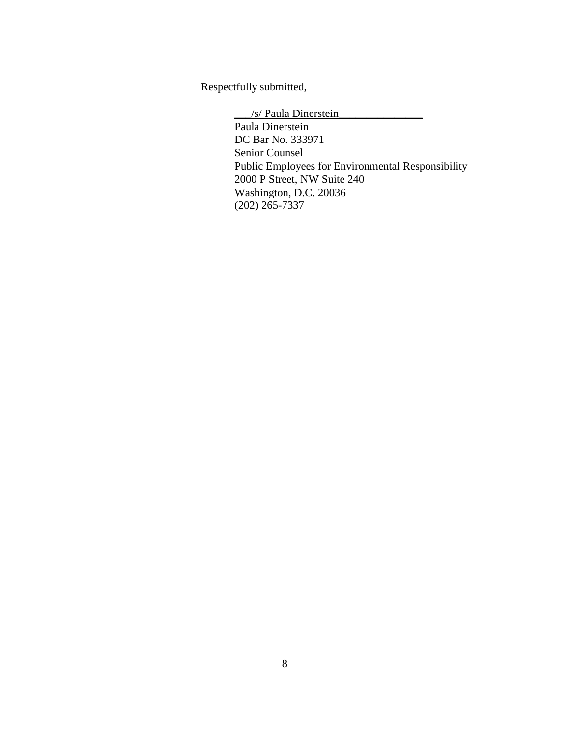Respectfully submitted,

___/s/ Paula Dinerstein_______________
Paula Dinerstein
DC Bar No. 333971
Senior Counsel
Public Employees for Environmental Responsibility
2000 P Street, NW Suite 240
Washington, D.C. 20036
(202) 265-7337